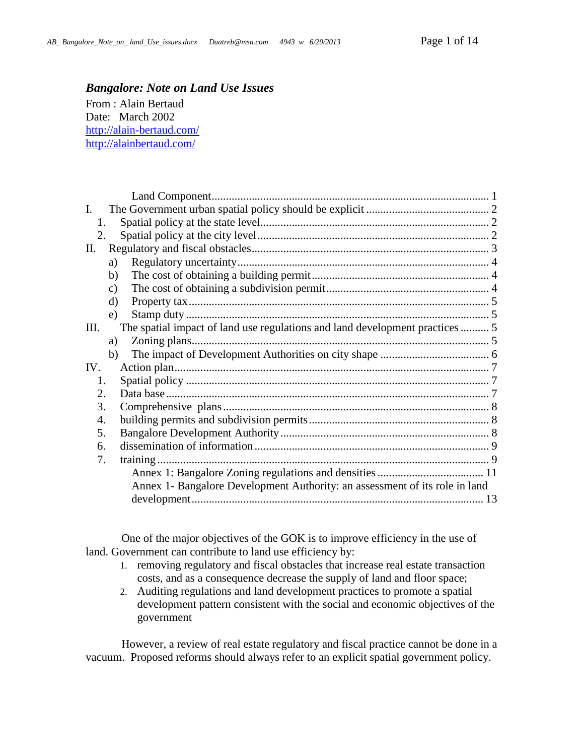***Bangalore: Note on Land Use Issues***

From : Alain Bertaud
Date: March 2002
http://alain-bertaud.com/
http://alainbertaud.com/

Land Component .......... 1
I. The Government urban spatial policy should be explicit .......... 2
1. Spatial policy at the state level .......... 2
2. Spatial policy at the city level .......... 2
II. Regulatory and fiscal obstacles .......... 3
a) Regulatory uncertainty .......... 4
b) The cost of obtaining a building permit .......... 4
c) The cost of obtaining a subdivision permit .......... 4
d) Property tax .......... 5
e) Stamp duty .......... 5
III. The spatial impact of land use regulations and land development practices .......... 5
a) Zoning plans .......... 5
b) The impact of Development Authorities on city shape .......... 6
IV. Action plan .......... 7
1. Spatial policy .......... 7
2. Data base .......... 7
3. Comprehensive plans .......... 8
4. building permits and subdivision permits .......... 8
5. Bangalore Development Authority .......... 8
6. dissemination of information .......... 9
7. training .......... 9
Annex 1: Bangalore Zoning regulations and densities .......... 11
Annex 1- Bangalore Development Authority: an assessment of its role in land development .......... 13

One of the major objectives of the GOK is to improve efficiency in the use of land. Government can contribute to land use efficiency by:

1. removing regulatory and fiscal obstacles that increase real estate transaction costs, and as a consequence decrease the supply of land and floor space;
2. Auditing regulations and land development practices to promote a spatial development pattern consistent with the social and economic objectives of the government

However, a review of real estate regulatory and fiscal practice cannot be done in a vacuum. Proposed reforms should always refer to an explicit spatial government policy.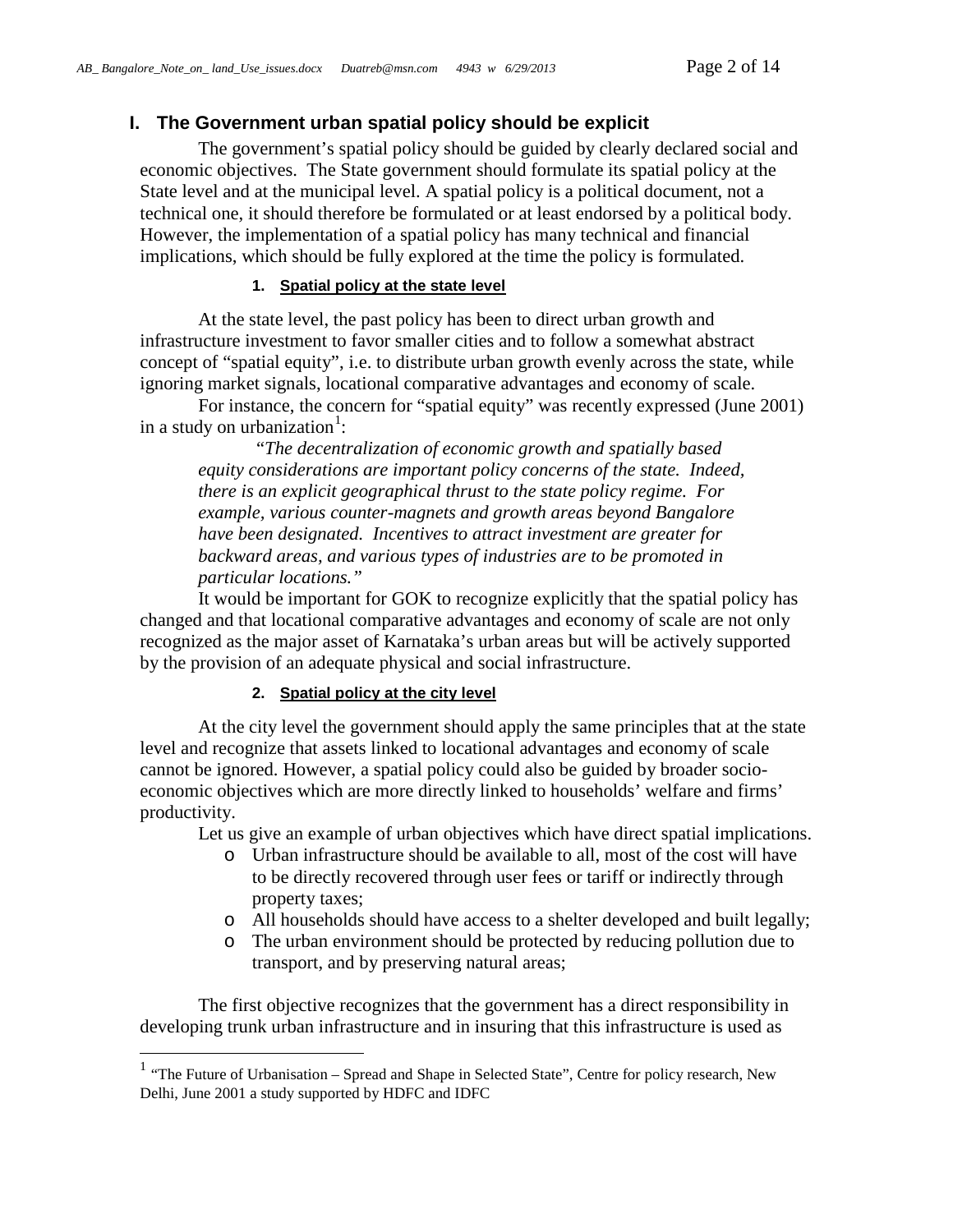## I. The Government urban spatial policy should be explicit

The government's spatial policy should be guided by clearly declared social and economic objectives. The State government should formulate its spatial policy at the State level and at the municipal level. A spatial policy is a political document, not a technical one, it should therefore be formulated or at least endorsed by a political body. However, the implementation of a spatial policy has many technical and financial implications, which should be fully explored at the time the policy is formulated.

### 1. Spatial policy at the state level

At the state level, the past policy has been to direct urban growth and infrastructure investment to favor smaller cities and to follow a somewhat abstract concept of "spatial equity", i.e. to distribute urban growth evenly across the state, while ignoring market signals, locational comparative advantages and economy of scale.

For instance, the concern for "spatial equity" was recently expressed (June 2001) in a study on urbanization[1]:

> *"The decentralization of economic growth and spatially based equity considerations are important policy concerns of the state. Indeed, there is an explicit geographical thrust to the state policy regime. For example, various counter-magnets and growth areas beyond Bangalore have been designated. Incentives to attract investment are greater for backward areas, and various types of industries are to be promoted in particular locations."*

It would be important for GOK to recognize explicitly that the spatial policy has changed and that locational comparative advantages and economy of scale are not only recognized as the major asset of Karnataka's urban areas but will be actively supported by the provision of an adequate physical and social infrastructure.

### 2. Spatial policy at the city level

At the city level the government should apply the same principles that at the state level and recognize that assets linked to locational advantages and economy of scale cannot be ignored. However, a spatial policy could also be guided by broader socio-economic objectives which are more directly linked to households' welfare and firms' productivity.

Let us give an example of urban objectives which have direct spatial implications.

- Urban infrastructure should be available to all, most of the cost will have to be directly recovered through user fees or tariff or indirectly through property taxes;
- All households should have access to a shelter developed and built legally;
- The urban environment should be protected by reducing pollution due to transport, and by preserving natural areas;

The first objective recognizes that the government has a direct responsibility in developing trunk urban infrastructure and in insuring that this infrastructure is used as

---

[1] "The Future of Urbanisation – Spread and Shape in Selected State", Centre for policy research, New Delhi, June 2001 a study supported by HDFC and IDFC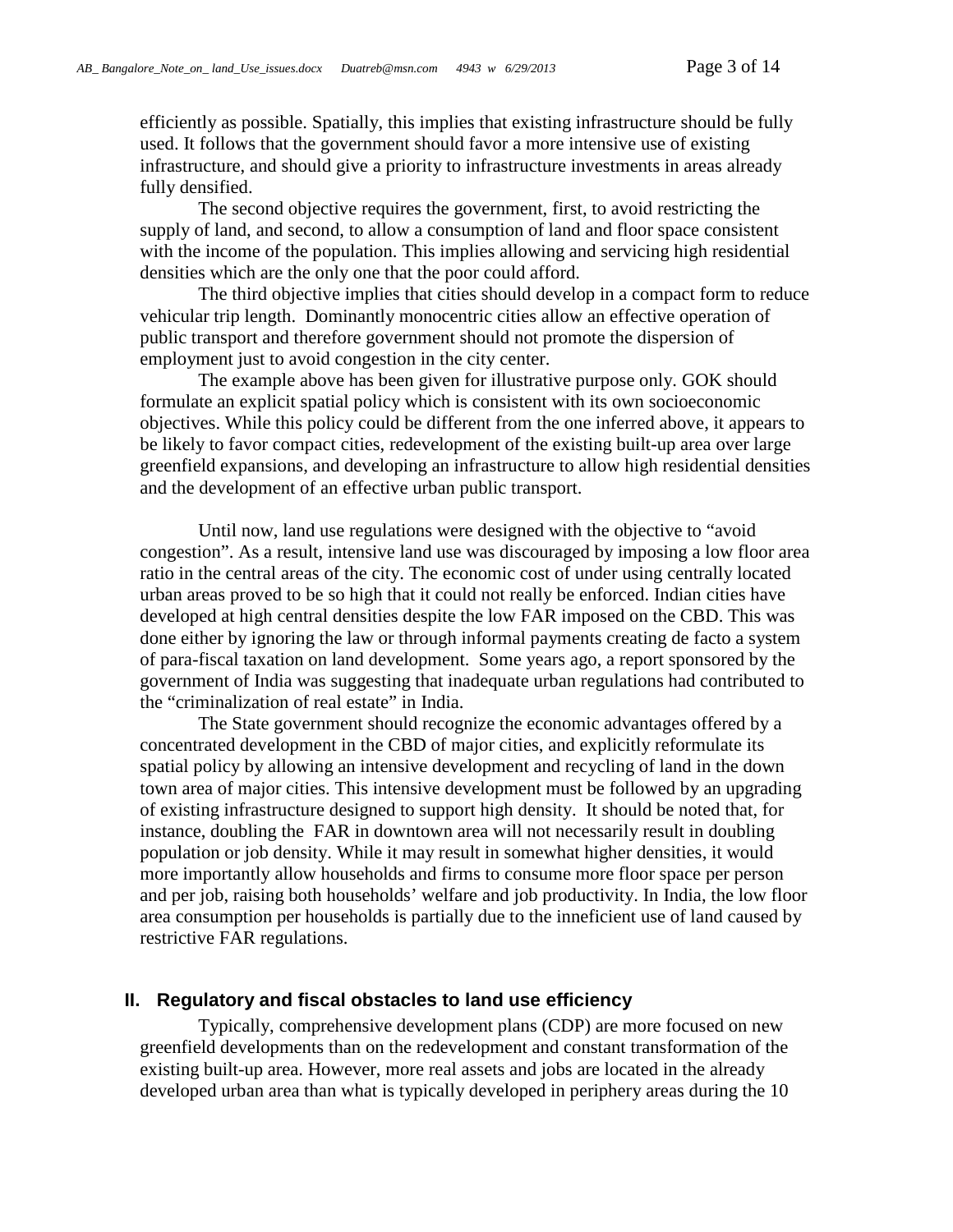efficiently as possible. Spatially, this implies that existing infrastructure should be fully used. It follows that the government should favor a more intensive use of existing infrastructure, and should give a priority to infrastructure investments in areas already fully densified.

The second objective requires the government, first, to avoid restricting the supply of land, and second, to allow a consumption of land and floor space consistent with the income of the population. This implies allowing and servicing high residential densities which are the only one that the poor could afford.

The third objective implies that cities should develop in a compact form to reduce vehicular trip length. Dominantly monocentric cities allow an effective operation of public transport and therefore government should not promote the dispersion of employment just to avoid congestion in the city center.

The example above has been given for illustrative purpose only. GOK should formulate an explicit spatial policy which is consistent with its own socioeconomic objectives. While this policy could be different from the one inferred above, it appears to be likely to favor compact cities, redevelopment of the existing built-up area over large greenfield expansions, and developing an infrastructure to allow high residential densities and the development of an effective urban public transport.

Until now, land use regulations were designed with the objective to "avoid congestion". As a result, intensive land use was discouraged by imposing a low floor area ratio in the central areas of the city. The economic cost of under using centrally located urban areas proved to be so high that it could not really be enforced. Indian cities have developed at high central densities despite the low FAR imposed on the CBD. This was done either by ignoring the law or through informal payments creating de facto a system of para-fiscal taxation on land development. Some years ago, a report sponsored by the government of India was suggesting that inadequate urban regulations had contributed to the "criminalization of real estate" in India.

The State government should recognize the economic advantages offered by a concentrated development in the CBD of major cities, and explicitly reformulate its spatial policy by allowing an intensive development and recycling of land in the down town area of major cities. This intensive development must be followed by an upgrading of existing infrastructure designed to support high density. It should be noted that, for instance, doubling the FAR in downtown area will not necessarily result in doubling population or job density. While it may result in somewhat higher densities, it would more importantly allow households and firms to consume more floor space per person and per job, raising both households' welfare and job productivity. In India, the low floor area consumption per households is partially due to the inneficient use of land caused by restrictive FAR regulations.

## II. Regulatory and fiscal obstacles to land use efficiency

Typically, comprehensive development plans (CDP) are more focused on new greenfield developments than on the redevelopment and constant transformation of the existing built-up area. However, more real assets and jobs are located in the already developed urban area than what is typically developed in periphery areas during the 10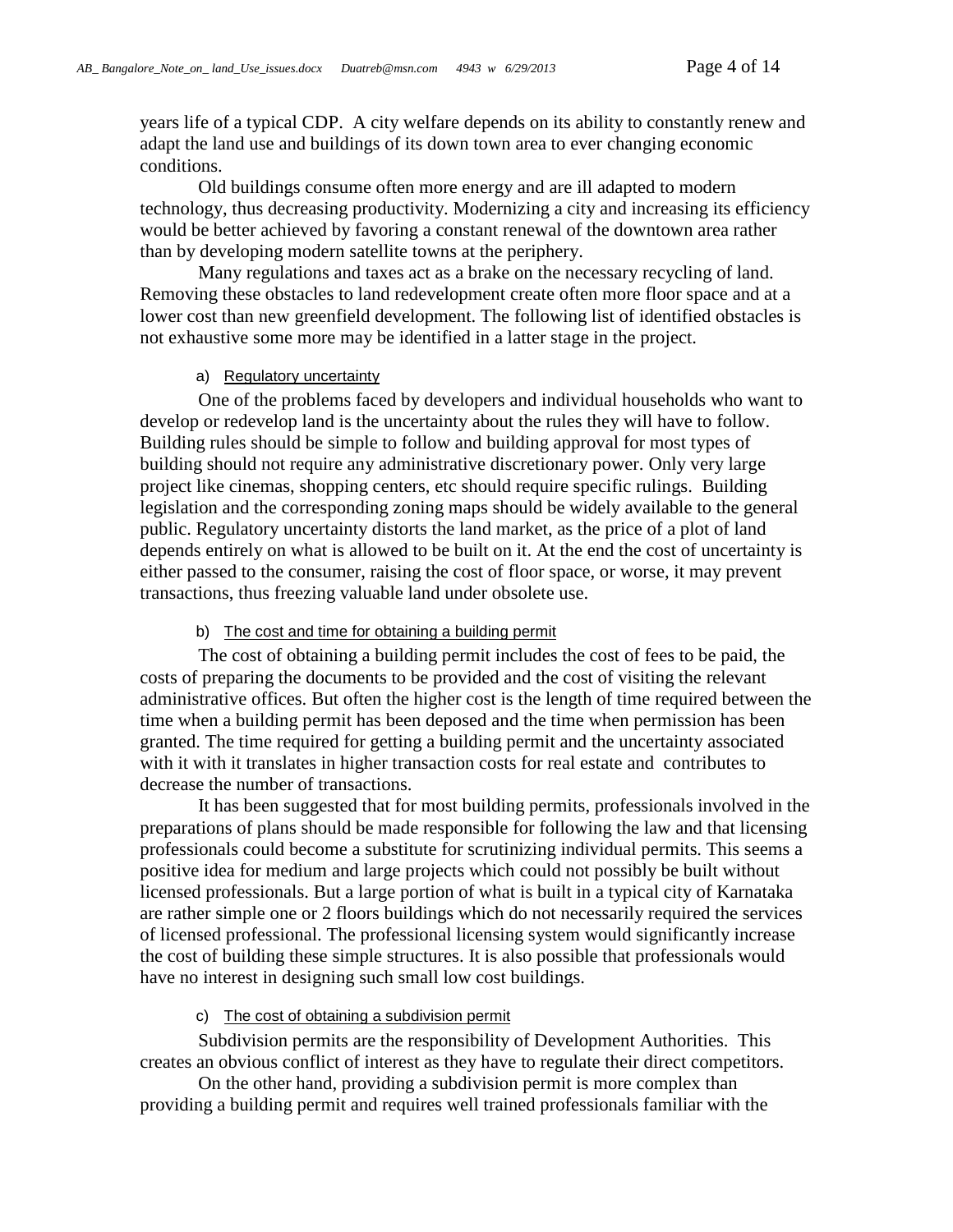years life of a typical CDP. A city welfare depends on its ability to constantly renew and adapt the land use and buildings of its down town area to ever changing economic conditions.

Old buildings consume often more energy and are ill adapted to modern technology, thus decreasing productivity. Modernizing a city and increasing its efficiency would be better achieved by favoring a constant renewal of the downtown area rather than by developing modern satellite towns at the periphery.

Many regulations and taxes act as a brake on the necessary recycling of land. Removing these obstacles to land redevelopment create often more floor space and at a lower cost than new greenfield development. The following list of identified obstacles is not exhaustive some more may be identified in a latter stage in the project.

a) Regulatory uncertainty

One of the problems faced by developers and individual households who want to develop or redevelop land is the uncertainty about the rules they will have to follow. Building rules should be simple to follow and building approval for most types of building should not require any administrative discretionary power. Only very large project like cinemas, shopping centers, etc should require specific rulings. Building legislation and the corresponding zoning maps should be widely available to the general public. Regulatory uncertainty distorts the land market, as the price of a plot of land depends entirely on what is allowed to be built on it. At the end the cost of uncertainty is either passed to the consumer, raising the cost of floor space, or worse, it may prevent transactions, thus freezing valuable land under obsolete use.

b) The cost and time for obtaining a building permit

The cost of obtaining a building permit includes the cost of fees to be paid, the costs of preparing the documents to be provided and the cost of visiting the relevant administrative offices. But often the higher cost is the length of time required between the time when a building permit has been deposed and the time when permission has been granted. The time required for getting a building permit and the uncertainty associated with it with it translates in higher transaction costs for real estate and contributes to decrease the number of transactions.

It has been suggested that for most building permits, professionals involved in the preparations of plans should be made responsible for following the law and that licensing professionals could become a substitute for scrutinizing individual permits. This seems a positive idea for medium and large projects which could not possibly be built without licensed professionals. But a large portion of what is built in a typical city of Karnataka are rather simple one or 2 floors buildings which do not necessarily required the services of licensed professional. The professional licensing system would significantly increase the cost of building these simple structures. It is also possible that professionals would have no interest in designing such small low cost buildings.

c) The cost of obtaining a subdivision permit

Subdivision permits are the responsibility of Development Authorities. This creates an obvious conflict of interest as they have to regulate their direct competitors.

On the other hand, providing a subdivision permit is more complex than providing a building permit and requires well trained professionals familiar with the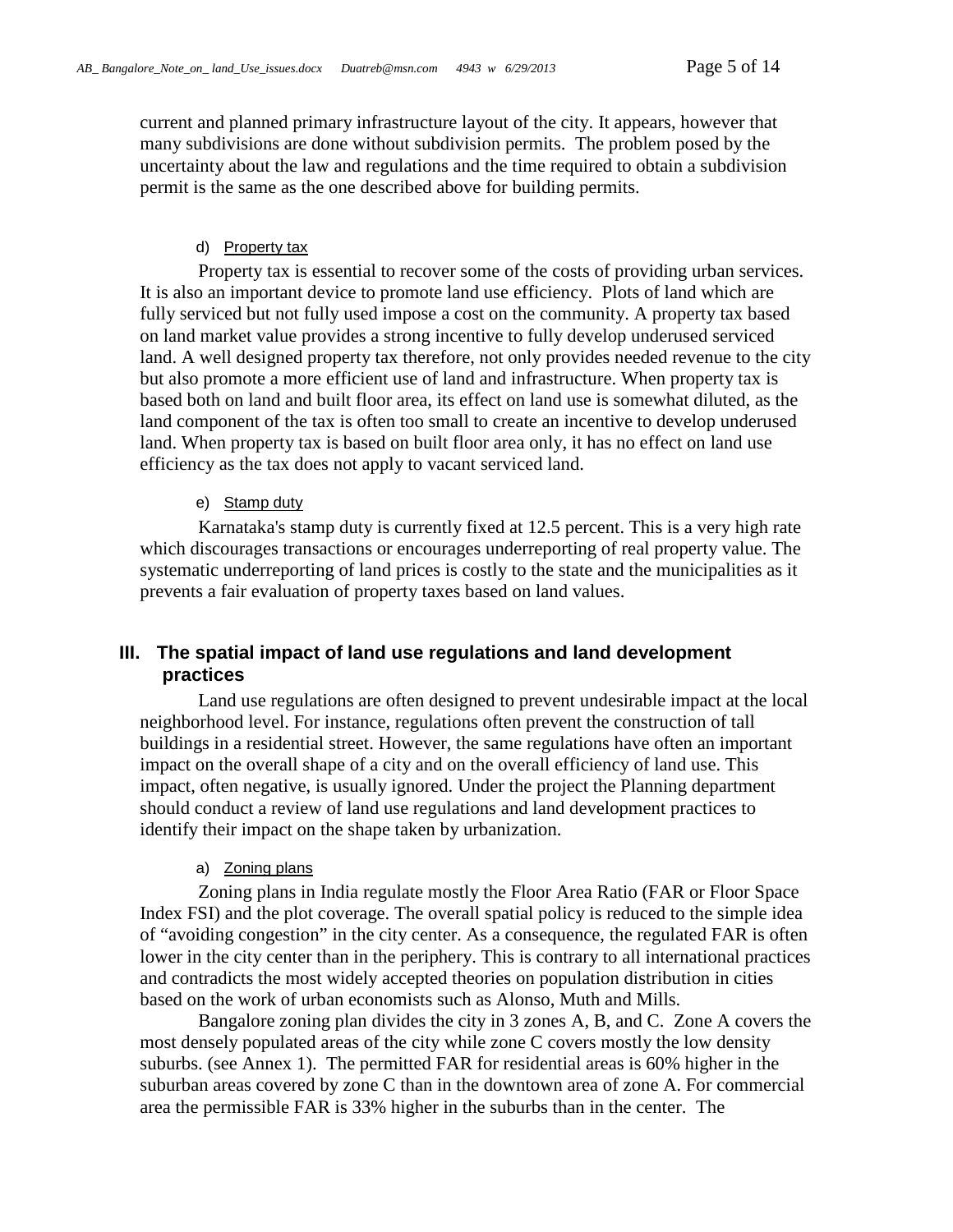current and planned primary infrastructure layout of the city. It appears, however that many subdivisions are done without subdivision permits. The problem posed by the uncertainty about the law and regulations and the time required to obtain a subdivision permit is the same as the one described above for building permits.

#### d) Property tax

Property tax is essential to recover some of the costs of providing urban services. It is also an important device to promote land use efficiency. Plots of land which are fully serviced but not fully used impose a cost on the community. A property tax based on land market value provides a strong incentive to fully develop underused serviced land. A well designed property tax therefore, not only provides needed revenue to the city but also promote a more efficient use of land and infrastructure. When property tax is based both on land and built floor area, its effect on land use is somewhat diluted, as the land component of the tax is often too small to create an incentive to develop underused land. When property tax is based on built floor area only, it has no effect on land use efficiency as the tax does not apply to vacant serviced land.

#### e) Stamp duty

Karnataka's stamp duty is currently fixed at 12.5 percent. This is a very high rate which discourages transactions or encourages underreporting of real property value. The systematic underreporting of land prices is costly to the state and the municipalities as it prevents a fair evaluation of property taxes based on land values.

## III. The spatial impact of land use regulations and land development practices

Land use regulations are often designed to prevent undesirable impact at the local neighborhood level. For instance, regulations often prevent the construction of tall buildings in a residential street. However, the same regulations have often an important impact on the overall shape of a city and on the overall efficiency of land use. This impact, often negative, is usually ignored. Under the project the Planning department should conduct a review of land use regulations and land development practices to identify their impact on the shape taken by urbanization.

#### a) Zoning plans

Zoning plans in India regulate mostly the Floor Area Ratio (FAR or Floor Space Index FSI) and the plot coverage. The overall spatial policy is reduced to the simple idea of "avoiding congestion" in the city center. As a consequence, the regulated FAR is often lower in the city center than in the periphery. This is contrary to all international practices and contradicts the most widely accepted theories on population distribution in cities based on the work of urban economists such as Alonso, Muth and Mills.

Bangalore zoning plan divides the city in 3 zones A, B, and C. Zone A covers the most densely populated areas of the city while zone C covers mostly the low density suburbs. (see Annex 1). The permitted FAR for residential areas is 60% higher in the suburban areas covered by zone C than in the downtown area of zone A. For commercial area the permissible FAR is 33% higher in the suburbs than in the center. The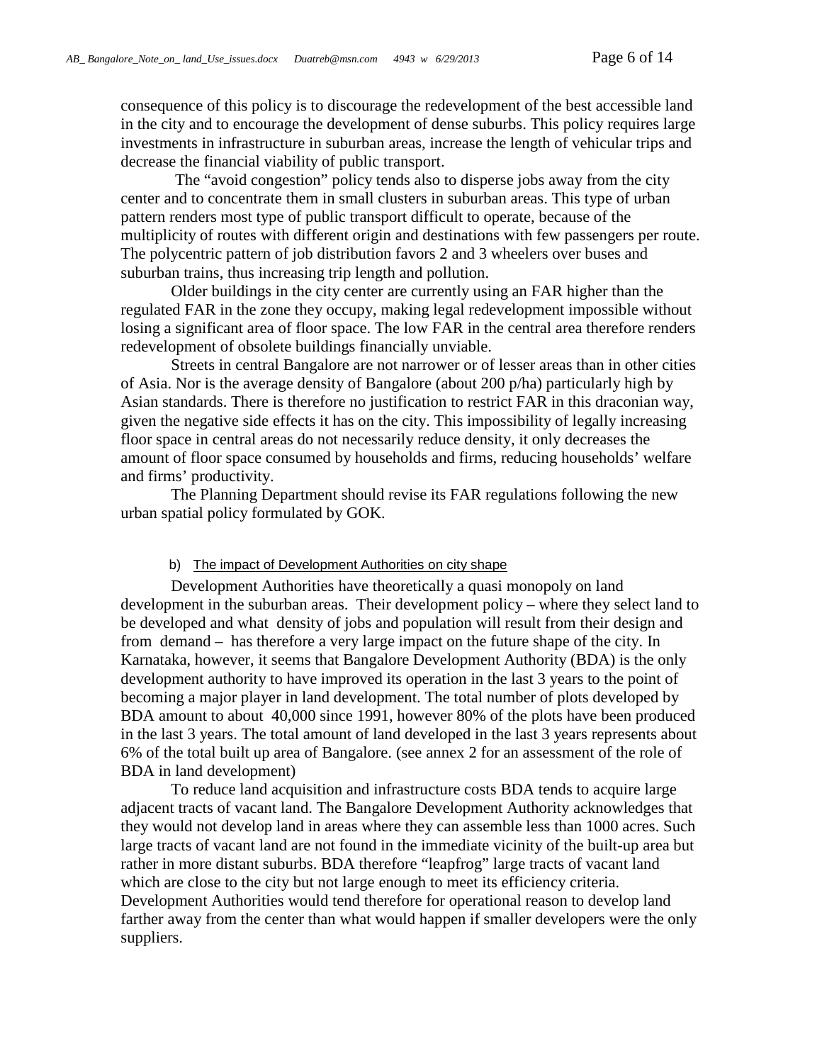consequence of this policy is to discourage the redevelopment of the best accessible land in the city and to encourage the development of dense suburbs. This policy requires large investments in infrastructure in suburban areas, increase the length of vehicular trips and decrease the financial viability of public transport.

The "avoid congestion" policy tends also to disperse jobs away from the city center and to concentrate them in small clusters in suburban areas. This type of urban pattern renders most type of public transport difficult to operate, because of the multiplicity of routes with different origin and destinations with few passengers per route. The polycentric pattern of job distribution favors 2 and 3 wheelers over buses and suburban trains, thus increasing trip length and pollution.

Older buildings in the city center are currently using an FAR higher than the regulated FAR in the zone they occupy, making legal redevelopment impossible without losing a significant area of floor space. The low FAR in the central area therefore renders redevelopment of obsolete buildings financially unviable.

Streets in central Bangalore are not narrower or of lesser areas than in other cities of Asia. Nor is the average density of Bangalore (about 200 p/ha) particularly high by Asian standards. There is therefore no justification to restrict FAR in this draconian way, given the negative side effects it has on the city. This impossibility of legally increasing floor space in central areas do not necessarily reduce density, it only decreases the amount of floor space consumed by households and firms, reducing households' welfare and firms' productivity.

The Planning Department should revise its FAR regulations following the new urban spatial policy formulated by GOK.

b) The impact of Development Authorities on city shape

Development Authorities have theoretically a quasi monopoly on land development in the suburban areas. Their development policy – where they select land to be developed and what density of jobs and population will result from their design and from demand – has therefore a very large impact on the future shape of the city. In Karnataka, however, it seems that Bangalore Development Authority (BDA) is the only development authority to have improved its operation in the last 3 years to the point of becoming a major player in land development. The total number of plots developed by BDA amount to about 40,000 since 1991, however 80% of the plots have been produced in the last 3 years. The total amount of land developed in the last 3 years represents about 6% of the total built up area of Bangalore. (see annex 2 for an assessment of the role of BDA in land development)

To reduce land acquisition and infrastructure costs BDA tends to acquire large adjacent tracts of vacant land. The Bangalore Development Authority acknowledges that they would not develop land in areas where they can assemble less than 1000 acres. Such large tracts of vacant land are not found in the immediate vicinity of the built-up area but rather in more distant suburbs. BDA therefore "leapfrog" large tracts of vacant land which are close to the city but not large enough to meet its efficiency criteria. Development Authorities would tend therefore for operational reason to develop land farther away from the center than what would happen if smaller developers were the only suppliers.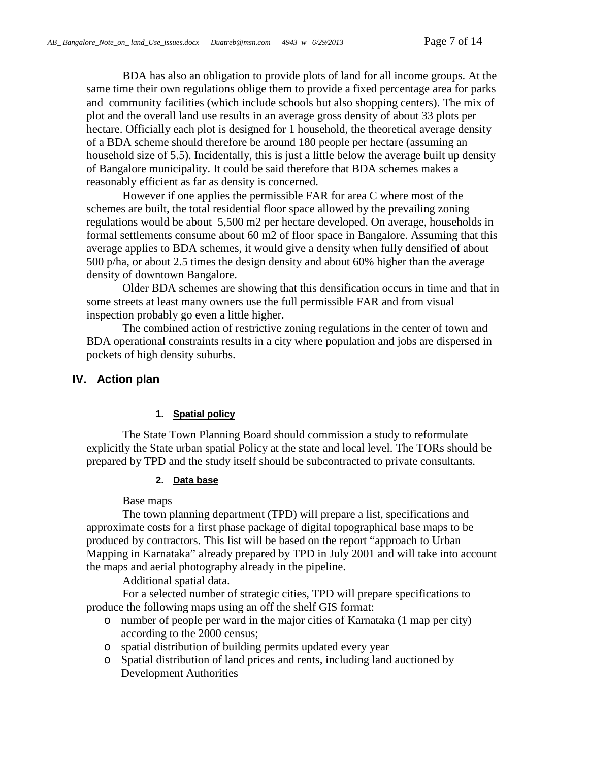BDA has also an obligation to provide plots of land for all income groups. At the same time their own regulations oblige them to provide a fixed percentage area for parks and community facilities (which include schools but also shopping centers). The mix of plot and the overall land use results in an average gross density of about 33 plots per hectare. Officially each plot is designed for 1 household, the theoretical average density of a BDA scheme should therefore be around 180 people per hectare (assuming an household size of 5.5). Incidentally, this is just a little below the average built up density of Bangalore municipality. It could be said therefore that BDA schemes makes a reasonably efficient as far as density is concerned.

However if one applies the permissible FAR for area C where most of the schemes are built, the total residential floor space allowed by the prevailing zoning regulations would be about 5,500 m2 per hectare developed. On average, households in formal settlements consume about 60 m2 of floor space in Bangalore. Assuming that this average applies to BDA schemes, it would give a density when fully densified of about 500 p/ha, or about 2.5 times the design density and about 60% higher than the average density of downtown Bangalore.

Older BDA schemes are showing that this densification occurs in time and that in some streets at least many owners use the full permissible FAR and from visual inspection probably go even a little higher.

The combined action of restrictive zoning regulations in the center of town and BDA operational constraints results in a city where population and jobs are dispersed in pockets of high density suburbs.

## IV. Action plan

### 1. Spatial policy

The State Town Planning Board should commission a study to reformulate explicitly the State urban spatial Policy at the state and local level. The TORs should be prepared by TPD and the study itself should be subcontracted to private consultants.

### 2. Data base

Base maps

The town planning department (TPD) will prepare a list, specifications and approximate costs for a first phase package of digital topographical base maps to be produced by contractors. This list will be based on the report "approach to Urban Mapping in Karnataka" already prepared by TPD in July 2001 and will take into account the maps and aerial photography already in the pipeline.

Additional spatial data.

For a selected number of strategic cities, TPD will prepare specifications to produce the following maps using an off the shelf GIS format:

- number of people per ward in the major cities of Karnataka (1 map per city) according to the 2000 census;
- spatial distribution of building permits updated every year
- Spatial distribution of land prices and rents, including land auctioned by Development Authorities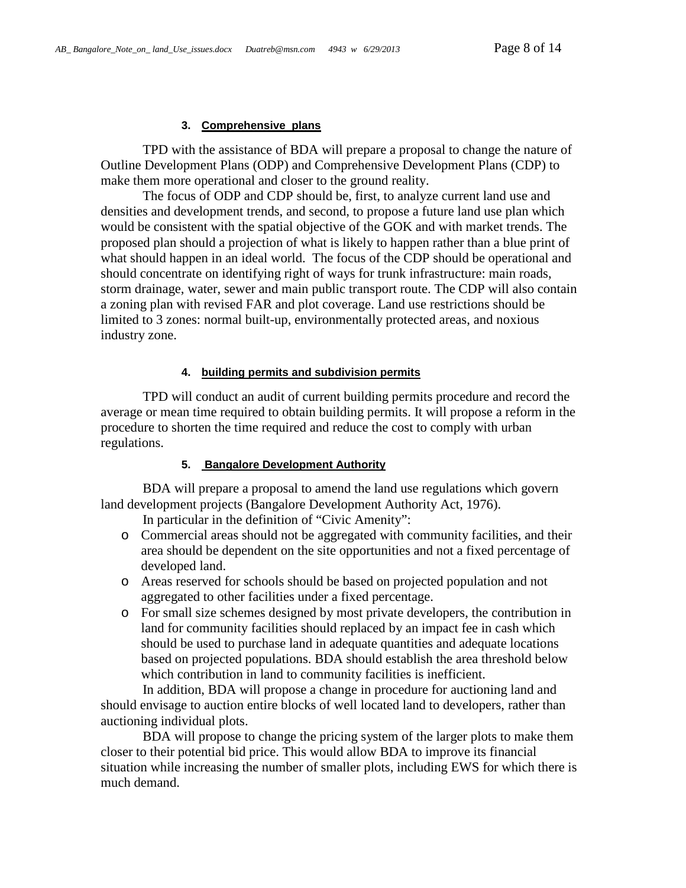### 3. Comprehensive plans

TPD with the assistance of BDA will prepare a proposal to change the nature of Outline Development Plans (ODP) and Comprehensive Development Plans (CDP) to make them more operational and closer to the ground reality.

The focus of ODP and CDP should be, first, to analyze current land use and densities and development trends, and second, to propose a future land use plan which would be consistent with the spatial objective of the GOK and with market trends. The proposed plan should a projection of what is likely to happen rather than a blue print of what should happen in an ideal world. The focus of the CDP should be operational and should concentrate on identifying right of ways for trunk infrastructure: main roads, storm drainage, water, sewer and main public transport route. The CDP will also contain a zoning plan with revised FAR and plot coverage. Land use restrictions should be limited to 3 zones: normal built-up, environmentally protected areas, and noxious industry zone.

### 4. building permits and subdivision permits

TPD will conduct an audit of current building permits procedure and record the average or mean time required to obtain building permits. It will propose a reform in the procedure to shorten the time required and reduce the cost to comply with urban regulations.

### 5. Bangalore Development Authority

BDA will prepare a proposal to amend the land use regulations which govern land development projects (Bangalore Development Authority Act, 1976).

In particular in the definition of "Civic Amenity":

- Commercial areas should not be aggregated with community facilities, and their area should be dependent on the site opportunities and not a fixed percentage of developed land.
- Areas reserved for schools should be based on projected population and not aggregated to other facilities under a fixed percentage.
- For small size schemes designed by most private developers, the contribution in land for community facilities should replaced by an impact fee in cash which should be used to purchase land in adequate quantities and adequate locations based on projected populations. BDA should establish the area threshold below which contribution in land to community facilities is inefficient.

In addition, BDA will propose a change in procedure for auctioning land and should envisage to auction entire blocks of well located land to developers, rather than auctioning individual plots.

BDA will propose to change the pricing system of the larger plots to make them closer to their potential bid price. This would allow BDA to improve its financial situation while increasing the number of smaller plots, including EWS for which there is much demand.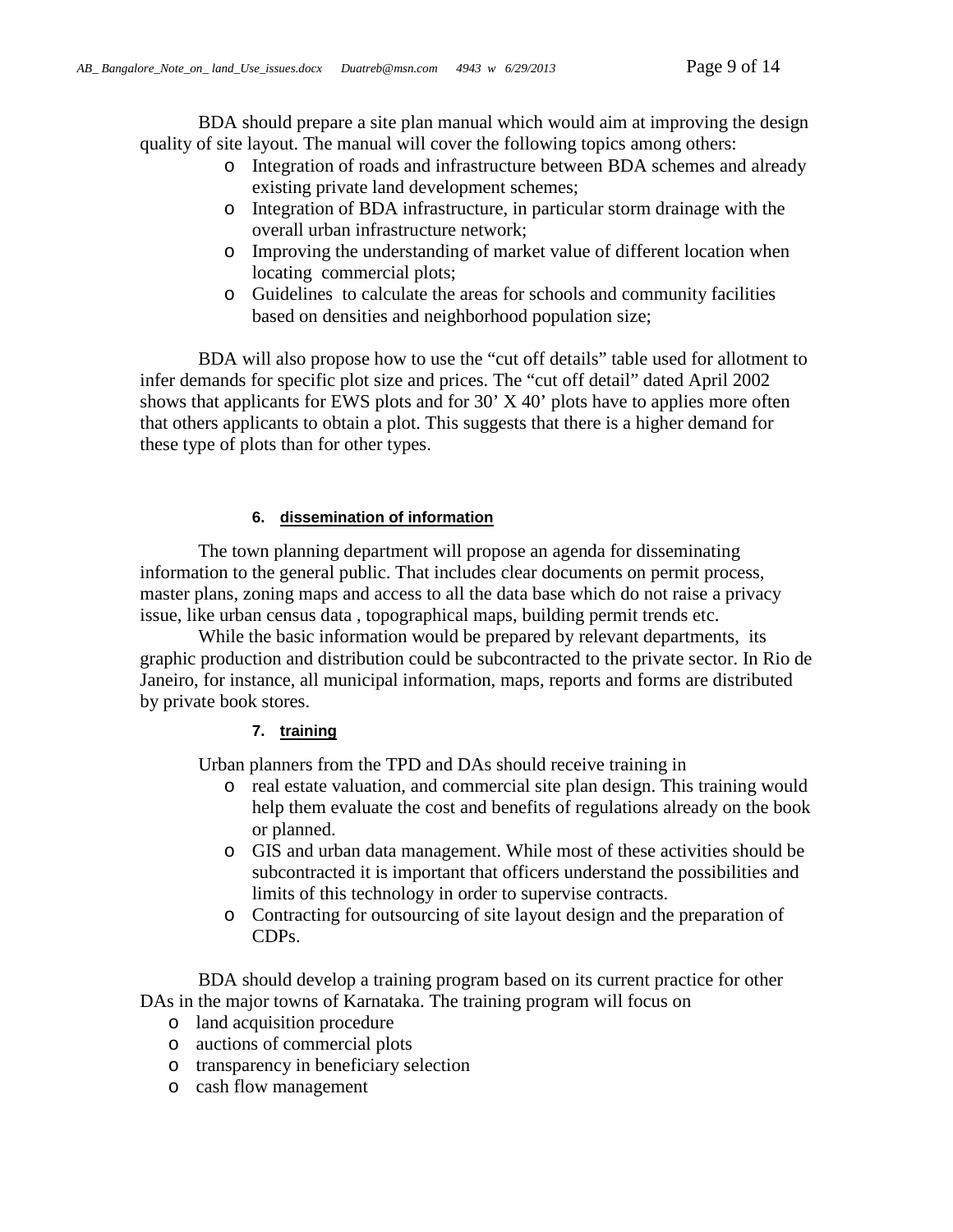BDA should prepare a site plan manual which would aim at improving the design quality of site layout. The manual will cover the following topics among others:

- Integration of roads and infrastructure between BDA schemes and already existing private land development schemes;
- Integration of BDA infrastructure, in particular storm drainage with the overall urban infrastructure network;
- Improving the understanding of market value of different location when locating commercial plots;
- Guidelines to calculate the areas for schools and community facilities based on densities and neighborhood population size;

BDA will also propose how to use the "cut off details" table used for allotment to infer demands for specific plot size and prices. The "cut off detail" dated April 2002 shows that applicants for EWS plots and for 30' X 40' plots have to applies more often that others applicants to obtain a plot. This suggests that there is a higher demand for these type of plots than for other types.

### 6. dissemination of information

The town planning department will propose an agenda for disseminating information to the general public. That includes clear documents on permit process, master plans, zoning maps and access to all the data base which do not raise a privacy issue, like urban census data , topographical maps, building permit trends etc.

While the basic information would be prepared by relevant departments, its graphic production and distribution could be subcontracted to the private sector. In Rio de Janeiro, for instance, all municipal information, maps, reports and forms are distributed by private book stores.

### 7. training

Urban planners from the TPD and DAs should receive training in

- real estate valuation, and commercial site plan design. This training would help them evaluate the cost and benefits of regulations already on the book or planned.
- GIS and urban data management. While most of these activities should be subcontracted it is important that officers understand the possibilities and limits of this technology in order to supervise contracts.
- Contracting for outsourcing of site layout design and the preparation of CDPs.

BDA should develop a training program based on its current practice for other DAs in the major towns of Karnataka. The training program will focus on

- land acquisition procedure
- auctions of commercial plots
- transparency in beneficiary selection
- cash flow management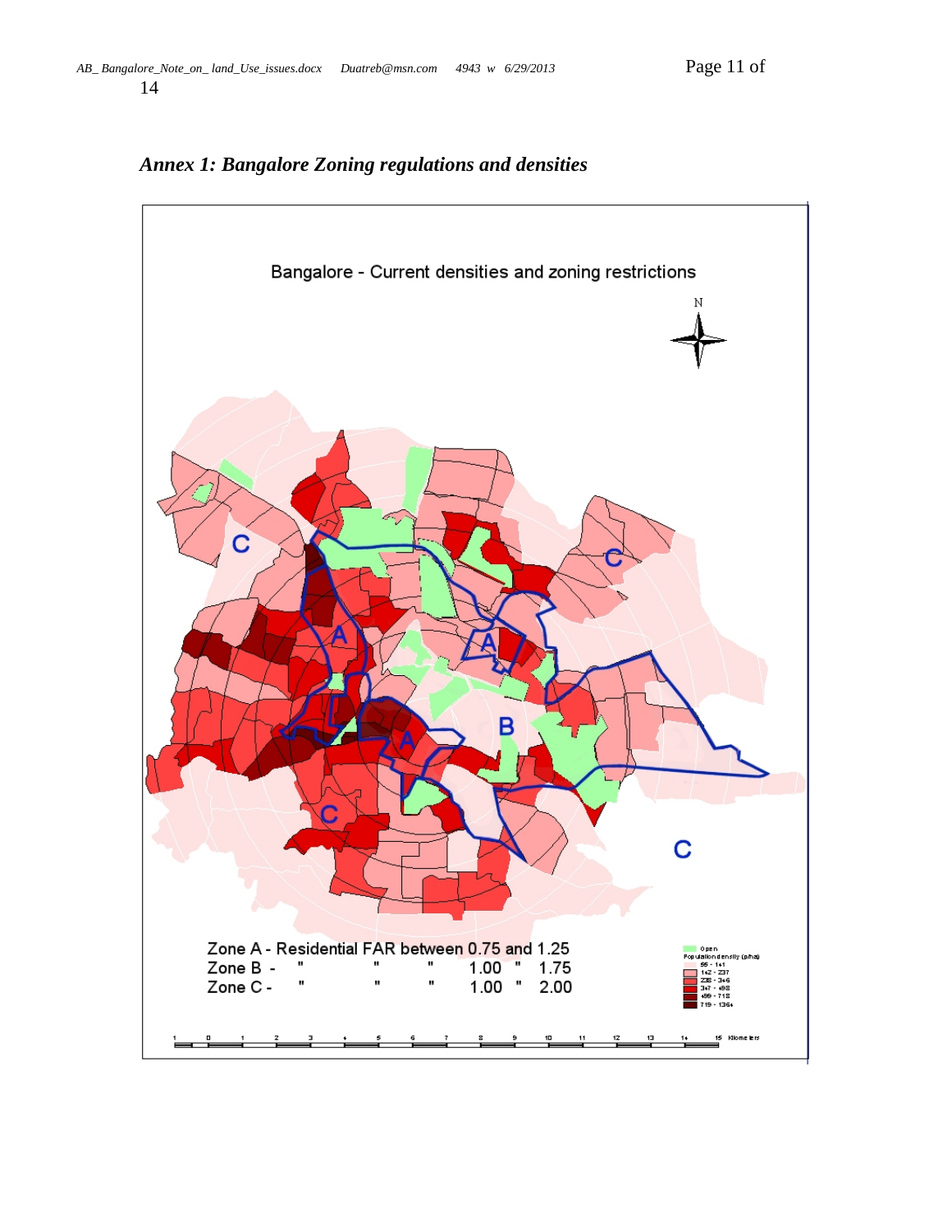*Annex 1: Bangalore Zoning regulations and densities*

Bangalore - Current densities and zoning restrictions

Zone A - Residential FAR between 0.75 and 1.25
Zone B - " " " 1.00 " 1.75
Zone C - " " " 1.00 " 2.00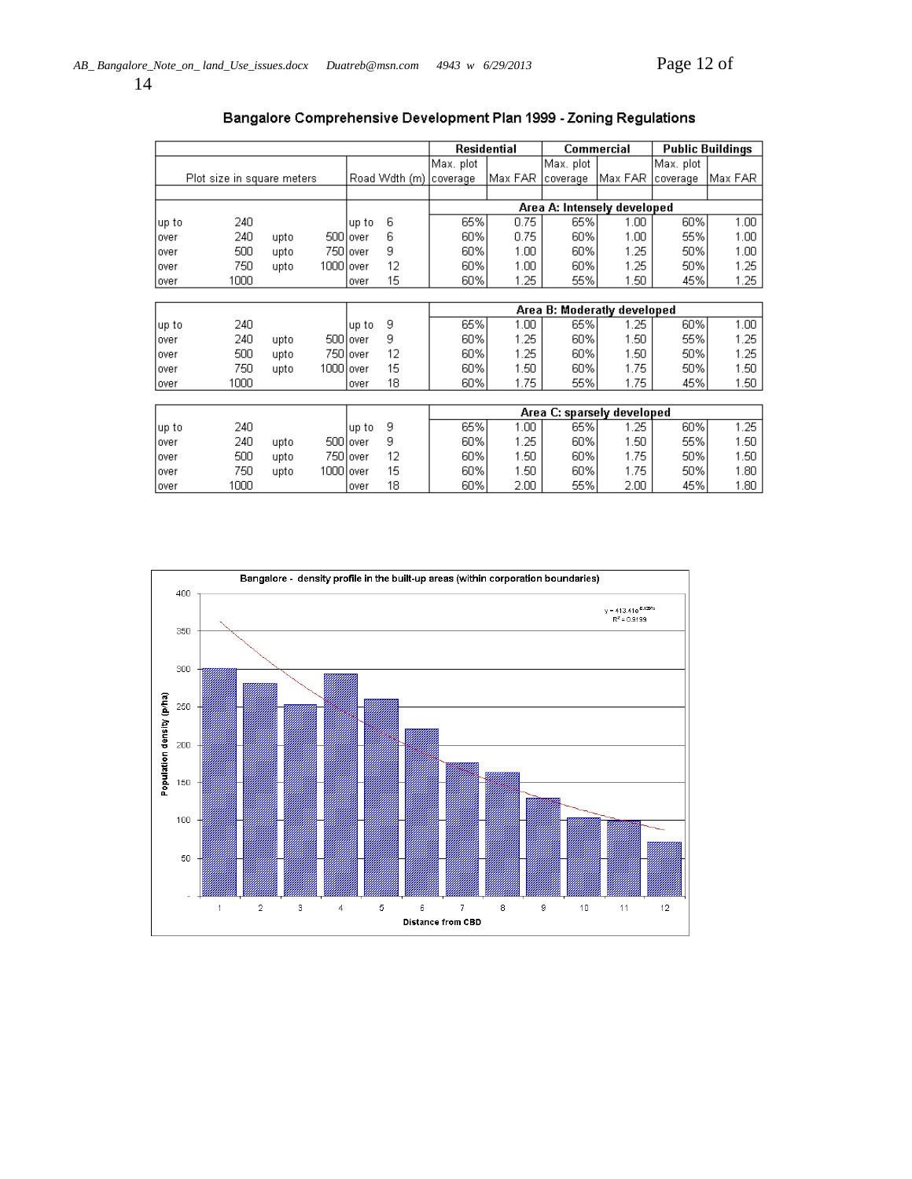## Bangalore Comprehensive Development Plan 1999 - Zoning Regulations

| Plot size in square meters | | | | Road Wdth (m) | | Residential | | Commercial | | Public Buildings | |
|---|---|---|---|---|---|---|---|---|---|---|---|
| | | | | | | Max. plot coverage | Max FAR | Max. plot coverage | Max FAR | Max. plot coverage | Max FAR |
| | | | | | | **Area A: Intensely developed** | | | | | |
| up to | 240 | | | up to | 6 | 65% | 0.75 | 65% | 1.00 | 60% | 1.00 |
| over | 240 | upto | 500 | over | 6 | 60% | 0.75 | 60% | 1.00 | 55% | 1.00 |
| over | 500 | upto | 750 | over | 9 | 60% | 1.00 | 60% | 1.25 | 50% | 1.00 |
| over | 750 | upto | 1000 | over | 12 | 60% | 1.00 | 60% | 1.25 | 50% | 1.25 |
| over | 1000 | | | over | 15 | 60% | 1.25 | 55% | 1.50 | 45% | 1.25 |
| | | | | | | **Area B: Moderatly developed** | | | | | |
| up to | 240 | | | up to | 9 | 65% | 1.00 | 65% | 1.25 | 60% | 1.00 |
| over | 240 | upto | 500 | over | 9 | 60% | 1.25 | 60% | 1.50 | 55% | 1.25 |
| over | 500 | upto | 750 | over | 12 | 60% | 1.25 | 60% | 1.50 | 50% | 1.25 |
| over | 750 | upto | 1000 | over | 15 | 60% | 1.50 | 60% | 1.75 | 50% | 1.50 |
| over | 1000 | | | over | 18 | 60% | 1.75 | 55% | 1.75 | 45% | 1.50 |
| | | | | | | **Area C: sparsely developed** | | | | | |
| up to | 240 | | | up to | 9 | 65% | 1.00 | 65% | 1.25 | 60% | 1.25 |
| over | 240 | upto | 500 | over | 9 | 60% | 1.25 | 60% | 1.50 | 55% | 1.50 |
| over | 500 | upto | 750 | over | 12 | 60% | 1.50 | 60% | 1.75 | 50% | 1.50 |
| over | 750 | upto | 1000 | over | 15 | 60% | 1.50 | 60% | 1.75 | 50% | 1.80 |
| over | 1000 | | | over | 18 | 60% | 2.00 | 55% | 2.00 | 45% | 1.80 |

**Bangalore - density profile in the built-up areas (within corporation boundaries)**

$y = 413.41e^{-0.129x}$
$R^2 = 0.9199$

| Distance from CBD | 1 | 2 | 3 | 4 | 5 | 6 | 7 | 8 | 9 | 10 | 11 | 12 |
|---|---|---|---|---|---|---|---|---|---|---|---|---|
| Population density (p/ha) | ~300 | ~280 | ~252 | ~293 | ~260 | ~220 | ~176 | ~163 | ~129 | ~103 | ~99 | ~71 |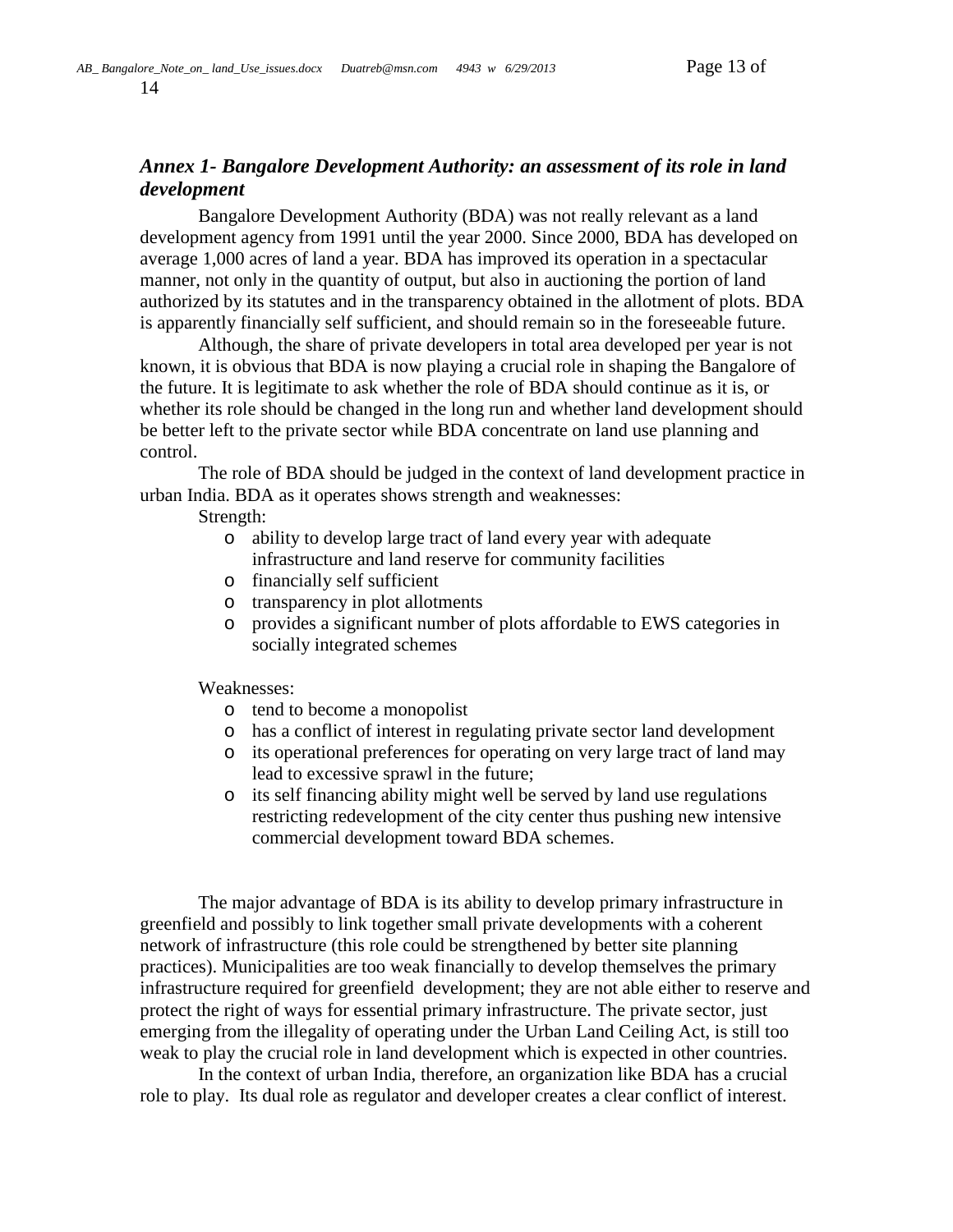### *Annex 1- Bangalore Development Authority: an assessment of its role in land development*

Bangalore Development Authority (BDA) was not really relevant as a land development agency from 1991 until the year 2000. Since 2000, BDA has developed on average 1,000 acres of land a year. BDA has improved its operation in a spectacular manner, not only in the quantity of output, but also in auctioning the portion of land authorized by its statutes and in the transparency obtained in the allotment of plots. BDA is apparently financially self sufficient, and should remain so in the foreseeable future.

Although, the share of private developers in total area developed per year is not known, it is obvious that BDA is now playing a crucial role in shaping the Bangalore of the future. It is legitimate to ask whether the role of BDA should continue as it is, or whether its role should be changed in the long run and whether land development should be better left to the private sector while BDA concentrate on land use planning and control.

The role of BDA should be judged in the context of land development practice in urban India. BDA as it operates shows strength and weaknesses:

Strength:

- ability to develop large tract of land every year with adequate infrastructure and land reserve for community facilities
- financially self sufficient
- transparency in plot allotments
- provides a significant number of plots affordable to EWS categories in socially integrated schemes

Weaknesses:

- tend to become a monopolist
- has a conflict of interest in regulating private sector land development
- its operational preferences for operating on very large tract of land may lead to excessive sprawl in the future;
- its self financing ability might well be served by land use regulations restricting redevelopment of the city center thus pushing new intensive commercial development toward BDA schemes.

The major advantage of BDA is its ability to develop primary infrastructure in greenfield and possibly to link together small private developments with a coherent network of infrastructure (this role could be strengthened by better site planning practices). Municipalities are too weak financially to develop themselves the primary infrastructure required for greenfield development; they are not able either to reserve and protect the right of ways for essential primary infrastructure. The private sector, just emerging from the illegality of operating under the Urban Land Ceiling Act, is still too weak to play the crucial role in land development which is expected in other countries.

In the context of urban India, therefore, an organization like BDA has a crucial role to play. Its dual role as regulator and developer creates a clear conflict of interest.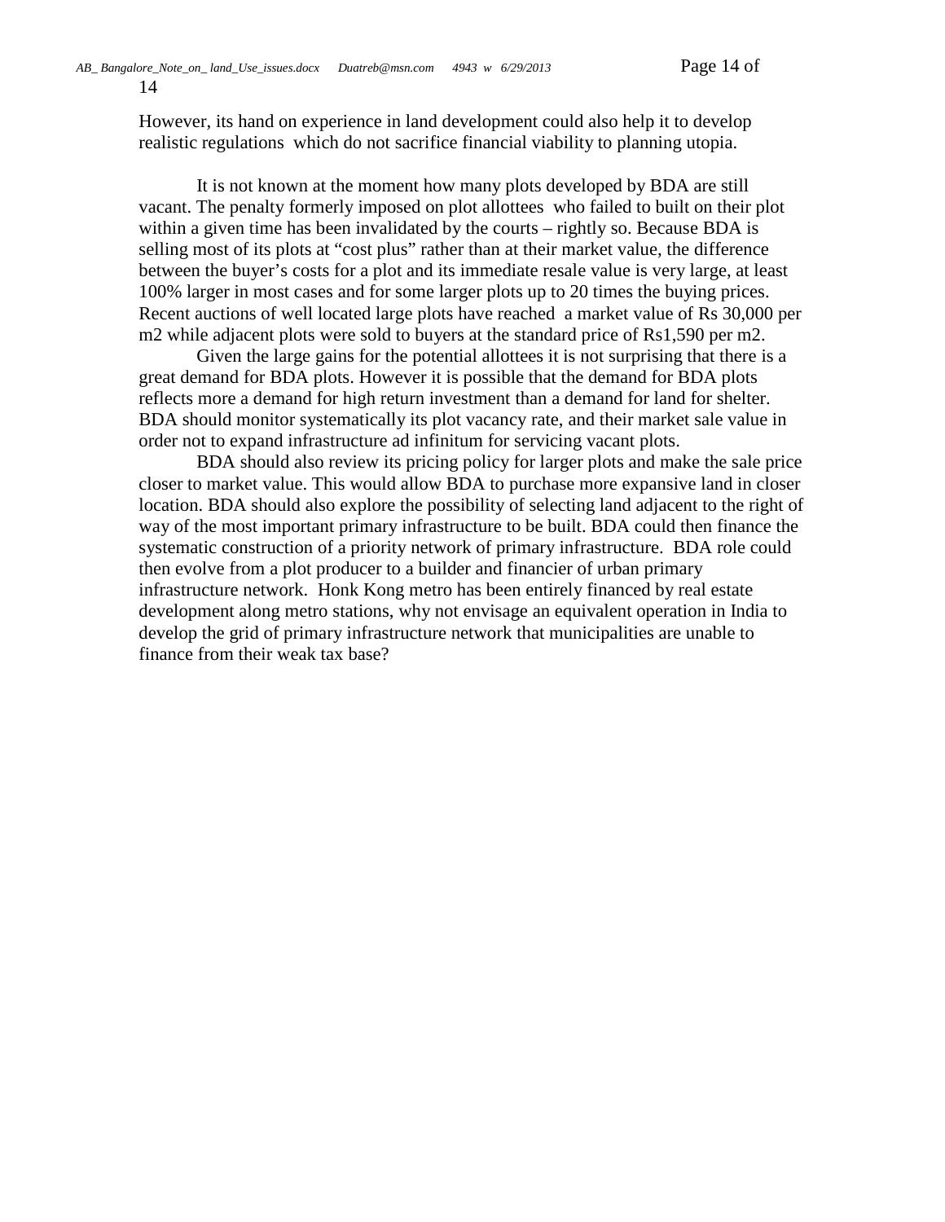However, its hand on experience in land development could also help it to develop realistic regulations which do not sacrifice financial viability to planning utopia.

It is not known at the moment how many plots developed by BDA are still vacant. The penalty formerly imposed on plot allottees who failed to built on their plot within a given time has been invalidated by the courts – rightly so. Because BDA is selling most of its plots at "cost plus" rather than at their market value, the difference between the buyer's costs for a plot and its immediate resale value is very large, at least 100% larger in most cases and for some larger plots up to 20 times the buying prices. Recent auctions of well located large plots have reached a market value of Rs 30,000 per m2 while adjacent plots were sold to buyers at the standard price of Rs1,590 per m2.

Given the large gains for the potential allottees it is not surprising that there is a great demand for BDA plots. However it is possible that the demand for BDA plots reflects more a demand for high return investment than a demand for land for shelter. BDA should monitor systematically its plot vacancy rate, and their market sale value in order not to expand infrastructure ad infinitum for servicing vacant plots.

BDA should also review its pricing policy for larger plots and make the sale price closer to market value. This would allow BDA to purchase more expansive land in closer location. BDA should also explore the possibility of selecting land adjacent to the right of way of the most important primary infrastructure to be built. BDA could then finance the systematic construction of a priority network of primary infrastructure. BDA role could then evolve from a plot producer to a builder and financier of urban primary infrastructure network. Honk Kong metro has been entirely financed by real estate development along metro stations, why not envisage an equivalent operation in India to develop the grid of primary infrastructure network that municipalities are unable to finance from their weak tax base?